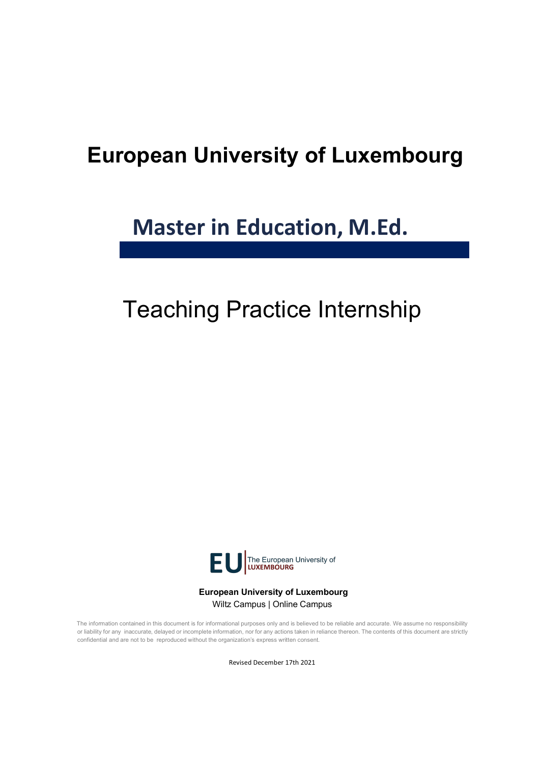# European University of Luxembourg

## Master in Education, M.Ed.

Teaching Practice Internship

**European University of Luxembourg**
Wiltz Campus | Online Campus

The information contained in this document is for informational purposes only and is believed to be reliable and accurate. We assume no responsibility or liability for any inaccurate, delayed or incomplete information, nor for any actions taken in reliance thereon. The contents of this document are strictly confidential and are not to be reproduced without the organization's express written consent.

Revised December 17th 2021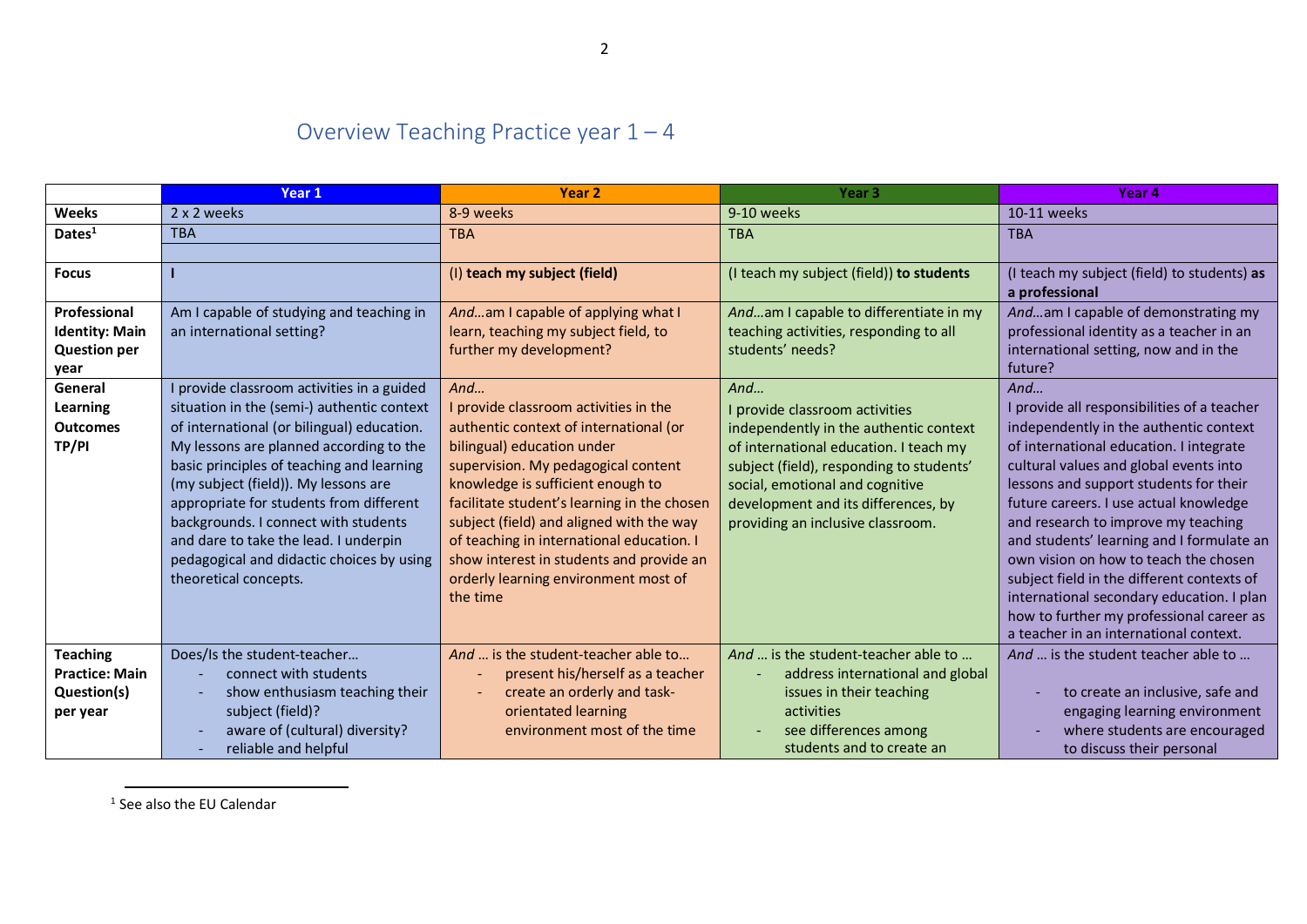# Overview Teaching Practice year 1 – 4

| | Year 1 | Year 2 | Year 3 | Year 4 |
|---|---|---|---|---|
| **Weeks** | 2 x 2 weeks | 8-9 weeks | 9-10 weeks | 10-11 weeks |
| **Dates**[1] | TBA | TBA | TBA | TBA |
| **Focus** | **I** | (I) **teach my subject (field)** | (I teach my subject (field)) **to students** | (I teach my subject (field) to students) **as a professional** |
| **Professional Identity: Main Question per year** | Am I capable of studying and teaching in an international setting? | *And*…am I capable of applying what I learn, teaching my subject field, to further my development? | *And*…am I capable to differentiate in my teaching activities, responding to all students' needs? | *And*…am I capable of demonstrating my professional identity as a teacher in an international setting, now and in the future? |
| **General Learning Outcomes TP/PI** | I provide classroom activities in a guided situation in the (semi-) authentic context of international (or bilingual) education. My lessons are planned according to the basic principles of teaching and learning (my subject (field)). My lessons are appropriate for students from different backgrounds. I connect with students and dare to take the lead. I underpin pedagogical and didactic choices by using theoretical concepts. | *And…*<br>I provide classroom activities in the authentic context of international (or bilingual) education under supervision. My pedagogical content knowledge is sufficient enough to facilitate student's learning in the chosen subject (field) and aligned with the way of teaching in international education. I show interest in students and provide an orderly learning environment most of the time | *And…*<br>I provide classroom activities independently in the authentic context of international education. I teach my subject (field), responding to students' social, emotional and cognitive development and its differences, by providing an inclusive classroom. | *And…*<br>I provide all responsibilities of a teacher independently in the authentic context of international education. I integrate cultural values and global events into lessons and support students for their future careers. I use actual knowledge and research to improve my teaching and students' learning and I formulate an own vision on how to teach the chosen subject field in the different contexts of international secondary education. I plan how to further my professional career as a teacher in an international context. |
| **Teaching Practice: Main Question(s) per year** | Does/Is the student-teacher…<br>- connect with students<br>- show enthusiasm teaching their subject (field)?<br>- aware of (cultural) diversity?<br>- reliable and helpful | *And* … is the student-teacher able to…<br>- present his/herself as a teacher<br>- create an orderly and task-orientated learning environment most of the time | *And* … is the student-teacher able to …<br>- address international and global issues in their teaching activities<br>- see differences among students and to create an | *And* … is the student teacher able to …<br>- to create an inclusive, safe and engaging learning environment<br>- where students are encouraged to discuss their personal |

[1] See also the EU Calendar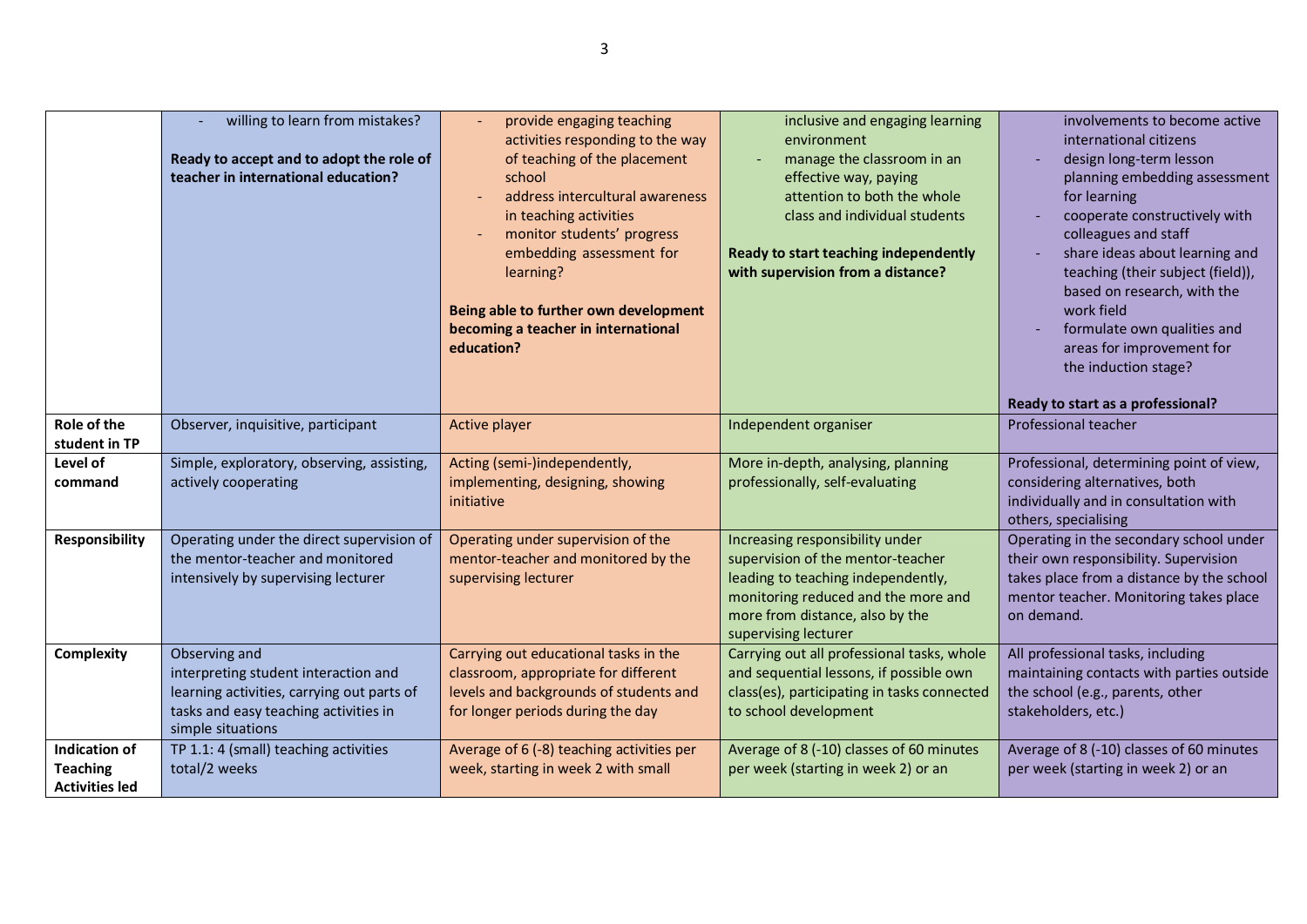| | | | | |
|---|---|---|---|---|
| | - willing to learn from mistakes?<br><br>**Ready to accept and to adopt the role of teacher in international education?** | - provide engaging teaching activities responding to the way of teaching of the placement school<br>- address intercultural awareness in teaching activities<br>- monitor students' progress embedding assessment for learning?<br><br>**Being able to further own development becoming a teacher in international education?** | inclusive and engaging learning environment<br>- manage the classroom in an effective way, paying attention to both the whole class and individual students<br><br>**Ready to start teaching independently with supervision from a distance?** | involvements to become active international citizens<br>- design long-term lesson planning embedding assessment for learning<br>- cooperate constructively with colleagues and staff<br>- share ideas about learning and teaching (their subject (field)), based on research, with the work field<br>- formulate own qualities and areas for improvement for the induction stage?<br><br>**Ready to start as a professional?** |
| **Role of the student in TP** | Observer, inquisitive, participant | Active player | Independent organiser | Professional teacher |
| **Level of command** | Simple, exploratory, observing, assisting, actively cooperating | Acting (semi-)independently, implementing, designing, showing initiative | More in-depth, analysing, planning professionally, self-evaluating | Professional, determining point of view, considering alternatives, both individually and in consultation with others, specialising |
| **Responsibility** | Operating under the direct supervision of the mentor-teacher and monitored intensively by supervising lecturer | Operating under supervision of the mentor-teacher and monitored by the supervising lecturer | Increasing responsibility under supervision of the mentor-teacher leading to teaching independently, monitoring reduced and the more and more from distance, also by the supervising lecturer | Operating in the secondary school under their own responsibility. Supervision takes place from a distance by the school mentor teacher. Monitoring takes place on demand. |
| **Complexity** | Observing and interpreting student interaction and learning activities, carrying out parts of tasks and easy teaching activities in simple situations | Carrying out educational tasks in the classroom, appropriate for different levels and backgrounds of students and for longer periods during the day | Carrying out all professional tasks, whole and sequential lessons, if possible own class(es), participating in tasks connected to school development | All professional tasks, including maintaining contacts with parties outside the school (e.g., parents, other stakeholders, etc.) |
| **Indication of Teaching Activities led** | TP 1.1: 4 (small) teaching activities total/2 weeks | Average of 6 (-8) teaching activities per week, starting in week 2 with small | Average of 8 (-10) classes of 60 minutes per week (starting in week 2) or an | Average of 8 (-10) classes of 60 minutes per week (starting in week 2) or an |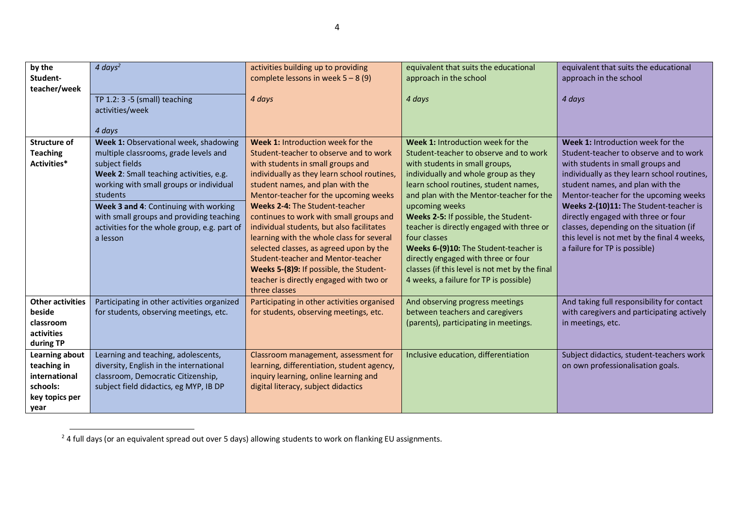| by the Student-teacher/week | *4 days*[2]<br><br>TP 1.2: 3 -5 (small) teaching activities/week<br><br>*4 days* | activities building up to providing complete lessons in week 5 – 8 (9)<br><br>*4 days* | equivalent that suits the educational approach in the school<br><br>*4 days* | equivalent that suits the educational approach in the school<br><br>*4 days* |
|---|---|---|---|---|
| **Structure of Teaching Activities*** | **Week 1:** Observational week, shadowing multiple classrooms, grade levels and subject fields<br>**Week 2**: Small teaching activities, e.g. working with small groups or individual students<br>**Week 3 and 4**: Continuing with working with small groups and providing teaching activities for the whole group, e.g. part of a lesson | **Week 1:** Introduction week for the Student-teacher to observe and to work with students in small groups and individually as they learn school routines, student names, and plan with the Mentor-teacher for the upcoming weeks<br>**Weeks 2-4:** The Student-teacher continues to work with small groups and individual students, but also facilitates learning with the whole class for several selected classes, as agreed upon by the Student-teacher and Mentor-teacher<br>**Weeks 5-(8)9:** If possible, the Student-teacher is directly engaged with two or three classes | **Week 1:** Introduction week for the Student-teacher to observe and to work with students in small groups, individually and whole group as they learn school routines, student names, and plan with the Mentor-teacher for the upcoming weeks<br>**Weeks 2-5:** If possible, the Student-teacher is directly engaged with three or four classes<br>**Weeks 6-(9)10:** The Student-teacher is directly engaged with three or four classes (if this level is not met by the final 4 weeks, a failure for TP is possible) | **Week 1:** Introduction week for the Student-teacher to observe and to work with students in small groups and individually as they learn school routines, student names, and plan with the Mentor-teacher for the upcoming weeks<br>**Weeks 2-(10)11:** The Student-teacher is directly engaged with three or four classes, depending on the situation (if this level is not met by the final 4 weeks, a failure for TP is possible) |
| **Other activities beside classroom activities during TP** | Participating in other activities organized for students, observing meetings, etc. | Participating in other activities organised for students, observing meetings, etc. | And observing progress meetings between teachers and caregivers (parents), participating in meetings. | And taking full responsibility for contact with caregivers and participating actively in meetings, etc. |
| **Learning about teaching in international schools: key topics per year** | Learning and teaching, adolescents, diversity, English in the international classroom, Democratic Citizenship, subject field didactics, eg MYP, IB DP | Classroom management, assessment for learning, differentiation, student agency, inquiry learning, online learning and digital literacy, subject didactics | Inclusive education, differentiation | Subject didactics, student-teachers work on own professionalisation goals. |

[2] 4 full days (or an equivalent spread out over 5 days) allowing students to work on flanking EU assignments.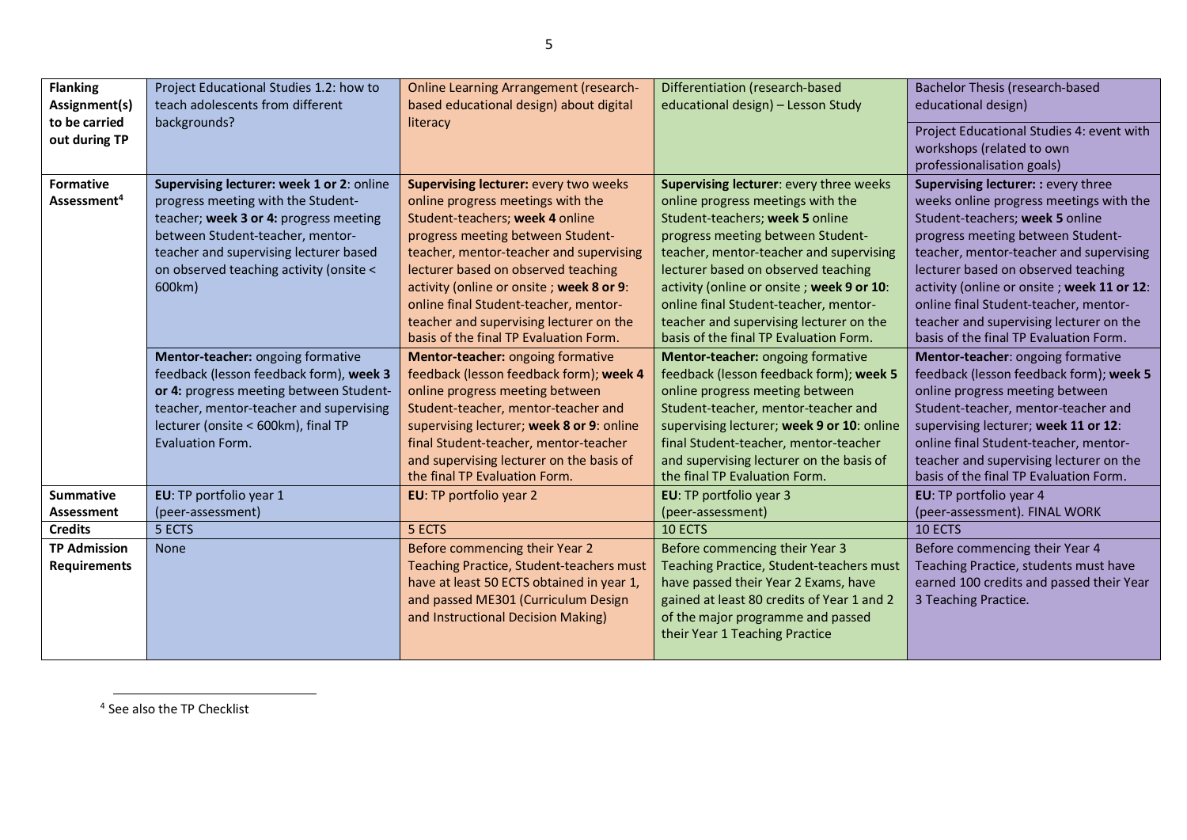| Flanking Assignment(s) to be carried out during TP | Project Educational Studies 1.2: how to teach adolescents from different backgrounds? | Online Learning Arrangement (research-based educational design) about digital literacy | Differentiation (research-based educational design) – Lesson Study | Bachelor Thesis (research-based educational design)<br><br>Project Educational Studies 4: event with workshops (related to own professionalisation goals) |
|---|---|---|---|---|
| **Formative Assessment**[4] | **Supervising lecturer: week 1 or 2**: online progress meeting with the Student-teacher; **week 3 or 4:** progress meeting between Student-teacher, mentor-teacher and supervising lecturer based on observed teaching activity (onsite < 600km) | **Supervising lecturer:** every two weeks online progress meetings with the Student-teachers; **week 4** online progress meeting between Student-teacher, mentor-teacher and supervising lecturer based on observed teaching activity (online or onsite ; **week 8 or 9**: online final Student-teacher, mentor-teacher and supervising lecturer on the basis of the final TP Evaluation Form. | **Supervising lecturer**: every three weeks online progress meetings with the Student-teachers; **week 5** online progress meeting between Student-teacher, mentor-teacher and supervising lecturer based on observed teaching activity (online or onsite ; **week 9 or 10**: online final Student-teacher, mentor-teacher and supervising lecturer on the basis of the final TP Evaluation Form. | **Supervising lecturer: :** every three weeks online progress meetings with the Student-teachers; **week 5** online progress meeting between Student-teacher, mentor-teacher and supervising lecturer based on observed teaching activity (online or onsite ; **week 11 or 12**: online final Student-teacher, mentor-teacher and supervising lecturer on the basis of the final TP Evaluation Form. |
| | **Mentor-teacher:** ongoing formative feedback (lesson feedback form), **week 3 or 4:** progress meeting between Student-teacher, mentor-teacher and supervising lecturer (onsite < 600km), final TP Evaluation Form. | **Mentor-teacher:** ongoing formative feedback (lesson feedback form); **week 4** online progress meeting between Student-teacher, mentor-teacher and supervising lecturer; **week 8 or 9**: online final Student-teacher, mentor-teacher and supervising lecturer on the basis of the final TP Evaluation Form. | **Mentor-teacher:** ongoing formative feedback (lesson feedback form); **week 5** online progress meeting between Student-teacher, mentor-teacher and supervising lecturer; **week 9 or 10**: online final Student-teacher, mentor-teacher and supervising lecturer on the basis of the final TP Evaluation Form. | **Mentor-teacher**: ongoing formative feedback (lesson feedback form); **week 5** online progress meeting between Student-teacher, mentor-teacher and supervising lecturer; **week 11 or 12**: online final Student-teacher, mentor-teacher and supervising lecturer on the basis of the final TP Evaluation Form. |
| **Summative Assessment** | **EU**: TP portfolio year 1 (peer-assessment) | **EU**: TP portfolio year 2 | **EU**: TP portfolio year 3 (peer-assessment) | **EU**: TP portfolio year 4 (peer-assessment). FINAL WORK |
| **Credits** | 5 ECTS | 5 ECTS | 10 ECTS | 10 ECTS |
| **TP Admission Requirements** | None | Before commencing their Year 2 Teaching Practice, Student-teachers must have at least 50 ECTS obtained in year 1, and passed ME301 (Curriculum Design and Instructional Decision Making) | Before commencing their Year 3 Teaching Practice, Student-teachers must have passed their Year 2 Exams, have gained at least 80 credits of Year 1 and 2 of the major programme and passed their Year 1 Teaching Practice | Before commencing their Year 4 Teaching Practice, students must have earned 100 credits and passed their Year 3 Teaching Practice. |

[4] See also the TP Checklist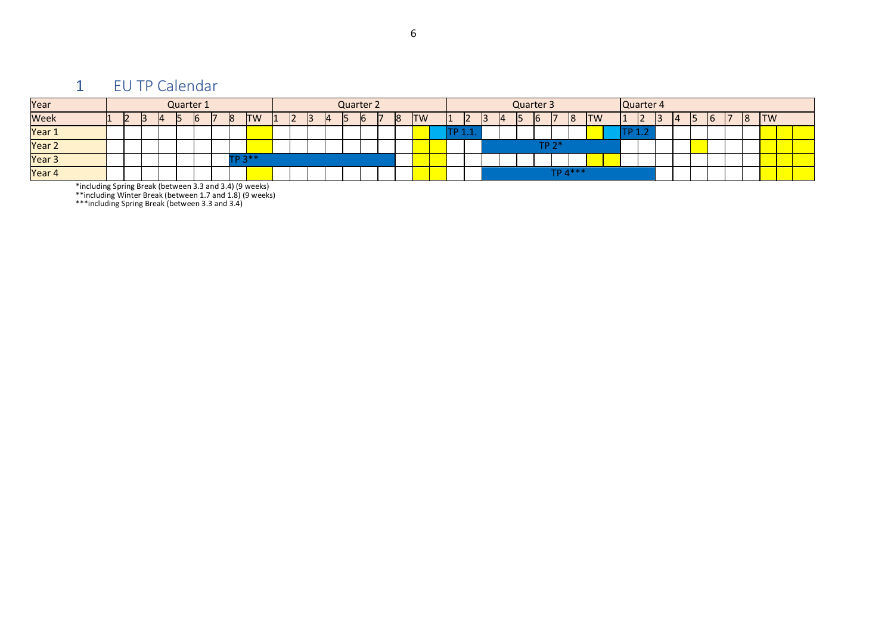# 1 EU TP Calendar

| Year | Quarter 1 | | | | | | | | | Quarter 2 | | | | | | | | | Quarter 3 | | | | | | | | | Quarter 4 | | | | | | | | |
|---|---|---|---|---|---|---|---|---|---|---|---|---|---|---|---|---|---|---|---|---|---|---|---|---|---|---|---|---|---|---|---|---|---|---|---|---|
| Week | 1 | 2 | 3 | 4 | 5 | 6 | 7 | 8 | TW | 1 | 2 | 3 | 4 | 5 | 6 | 7 | 8 | TW | 1 | 2 | 3 | 4 | 5 | 6 | 7 | 8 | TW | 1 | 2 | 3 | 4 | 5 | 6 | 7 | 8 | TW |
| Year 1 | | | | | | | | | | | | | | | | | | | TP 1.1. | | | | | | | | | TP 1.2 | | | | | | | | |
| Year 2 | | | | | | | | | | | | | | | | | | | | | | | | TP 2* | | | | | | | | | | | | |
| Year 3 | | | | | | | | TP 3** | | | | | | | | | | | | | | | | | | | | | | | | | | | | |
| Year 4 | | | | | | | | | | | | | | | | | | | | | | | | | TP 4*** | | | | | | | | | | | |

*including Spring Break (between 3.3 and 3.4) (9 weeks)
**including Winter Break (between 1.7 and 1.8) (9 weeks)
***including Spring Break (between 3.3 and 3.4)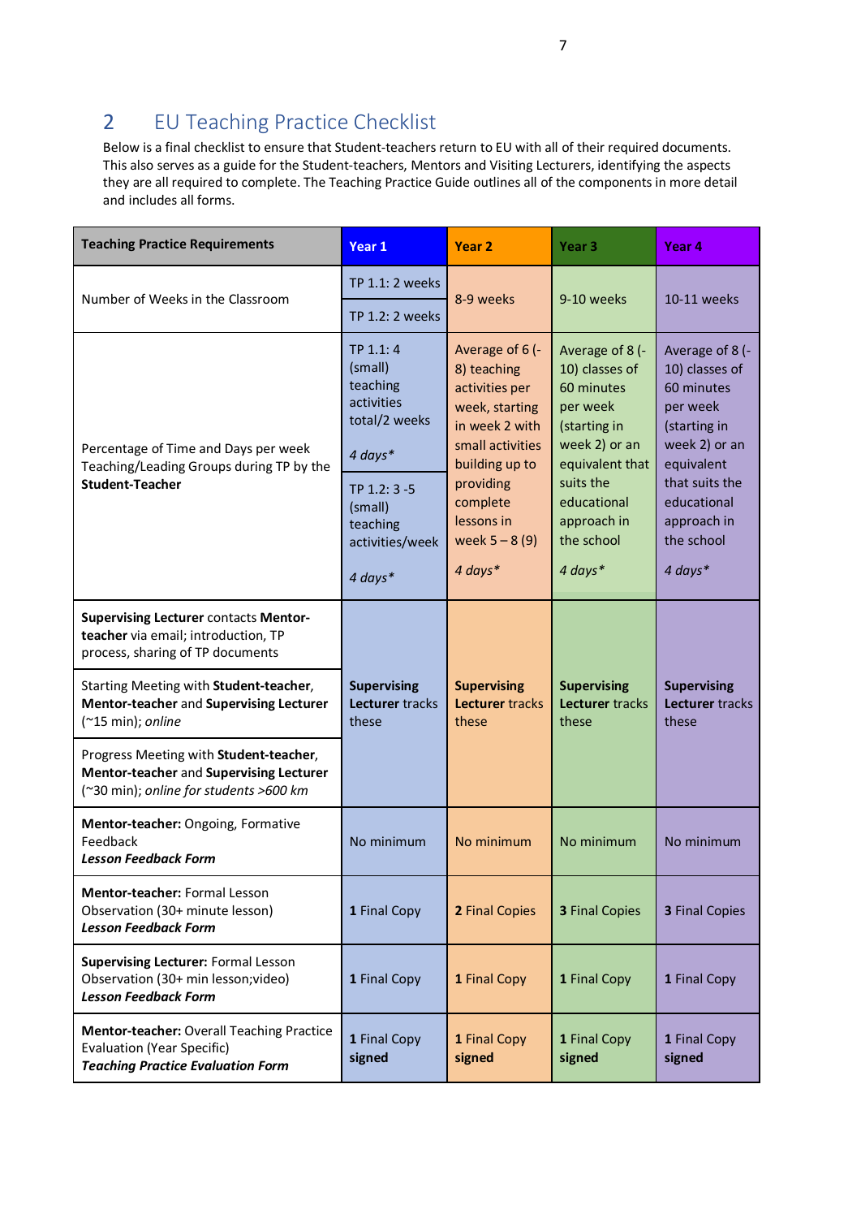## 2 EU Teaching Practice Checklist

Below is a final checklist to ensure that Student-teachers return to EU with all of their required documents. This also serves as a guide for the Student-teachers, Mentors and Visiting Lecturers, identifying the aspects they are all required to complete. The Teaching Practice Guide outlines all of the components in more detail and includes all forms.

| Teaching Practice Requirements | Year 1 | Year 2 | Year 3 | Year 4 |
|---|---|---|---|---|
| Number of Weeks in the Classroom | TP 1.1: 2 weeks<br>TP 1.2: 2 weeks | 8-9 weeks | 9-10 weeks | 10-11 weeks |
| Percentage of Time and Days per week Teaching/Leading Groups during TP by the **Student-Teacher** | TP 1.1: 4 (small) teaching activities total/2 weeks<br>*4 days**<br>TP 1.2: 3 -5 (small) teaching activities/week<br>*4 days** | Average of 6 (-8) teaching activities per week, starting in week 2 with small activities building up to providing complete lessons in week 5 – 8 (9)<br>*4 days** | Average of 8 (-10) classes of 60 minutes per week (starting in week 2) or an equivalent that suits the educational approach in the school<br>*4 days** | Average of 8 (-10) classes of 60 minutes per week (starting in week 2) or an equivalent that suits the educational approach in the school<br>*4 days** |
| **Supervising Lecturer** contacts **Mentor-teacher** via email; introduction, TP process, sharing of TP documents | **Supervising Lecturer** tracks these | **Supervising Lecturer** tracks these | **Supervising Lecturer** tracks these | **Supervising Lecturer** tracks these |
| Starting Meeting with **Student-teacher**, **Mentor-teacher** and **Supervising Lecturer** (~15 min); *online* | | | | |
| Progress Meeting with **Student-teacher**, **Mentor-teacher and Supervising Lecturer** (~30 min); *online for students >600 km* | | | | |
| **Mentor-teacher:** Ongoing, Formative Feedback<br>***Lesson Feedback Form*** | No minimum | No minimum | No minimum | No minimum |
| **Mentor-teacher:** Formal Lesson Observation (30+ minute lesson)<br>***Lesson Feedback Form*** | **1** Final Copy | **2** Final Copies | **3** Final Copies | **3** Final Copies |
| **Supervising Lecturer:** Formal Lesson Observation (30+ min lesson;video)<br>***Lesson Feedback Form*** | **1** Final Copy | **1** Final Copy | **1** Final Copy | **1** Final Copy |
| **Mentor-teacher:** Overall Teaching Practice Evaluation (Year Specific)<br>***Teaching Practice Evaluation Form*** | 1 Final Copy **signed** | 1 Final Copy **signed** | 1 Final Copy **signed** | 1 Final Copy **signed** |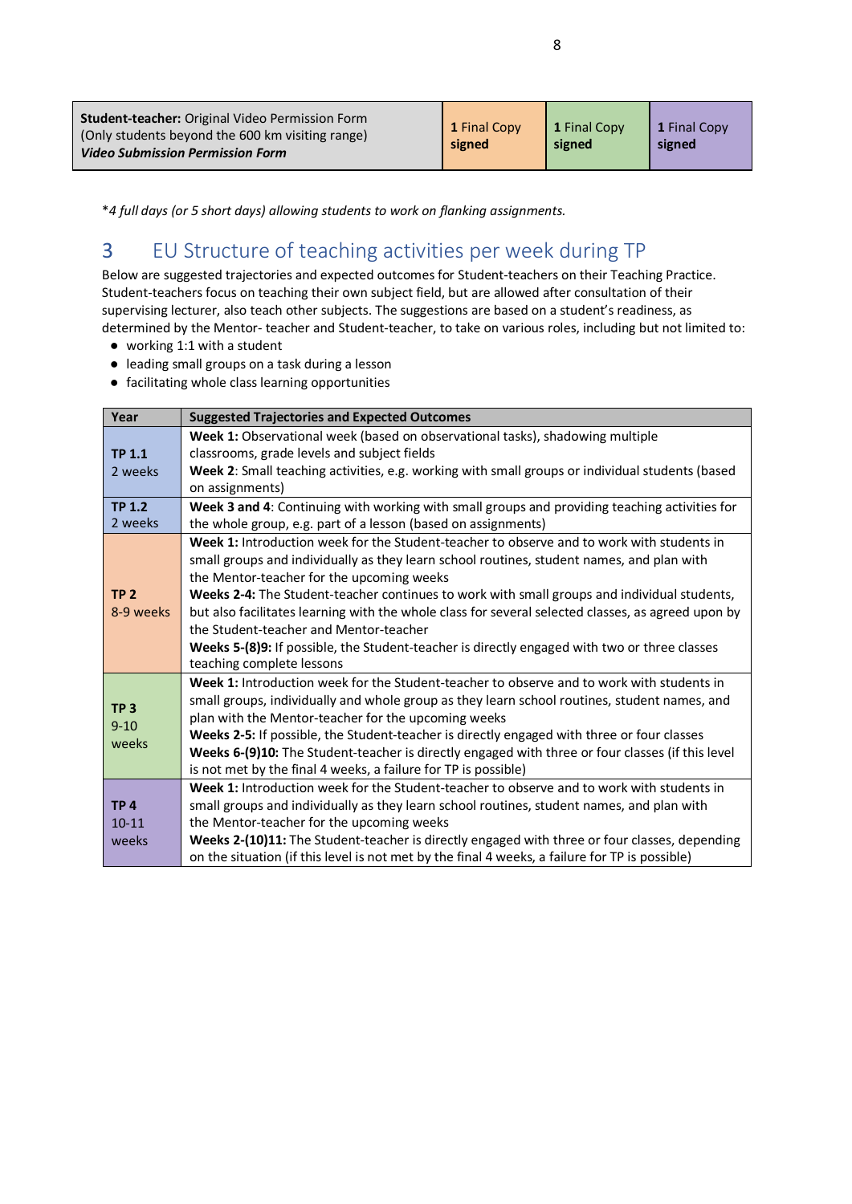| | | | |
|---|---|---|---|
| **Student-teacher:** Original Video Permission Form (Only students beyond the 600 km visiting range) ***Video Submission Permission Form*** | **1** Final Copy **signed** | **1** Final Copy **signed** | **1** Final Copy **signed** |

**4 full days (or 5 short days) allowing students to work on flanking assignments.*

## 3 EU Structure of teaching activities per week during TP

Below are suggested trajectories and expected outcomes for Student-teachers on their Teaching Practice. Student-teachers focus on teaching their own subject field, but are allowed after consultation of their supervising lecturer, also teach other subjects. The suggestions are based on a student's readiness, as determined by the Mentor- teacher and Student-teacher, to take on various roles, including but not limited to:

- working 1:1 with a student
- leading small groups on a task during a lesson
- facilitating whole class learning opportunities

| Year | Suggested Trajectories and Expected Outcomes |
|---|---|
| **TP 1.1** 2 weeks | **Week 1:** Observational week (based on observational tasks), shadowing multiple classrooms, grade levels and subject fields<br>**Week 2**: Small teaching activities, e.g. working with small groups or individual students (based on assignments) |
| **TP 1.2** 2 weeks | **Week 3 and 4**: Continuing with working with small groups and providing teaching activities for the whole group, e.g. part of a lesson (based on assignments) |
| **TP 2** 8-9 weeks | **Week 1:** Introduction week for the Student-teacher to observe and to work with students in small groups and individually as they learn school routines, student names, and plan with the Mentor-teacher for the upcoming weeks<br>**Weeks 2-4:** The Student-teacher continues to work with small groups and individual students, but also facilitates learning with the whole class for several selected classes, as agreed upon by the Student-teacher and Mentor-teacher<br>**Weeks 5-(8)9:** If possible, the Student-teacher is directly engaged with two or three classes teaching complete lessons |
| **TP 3** 9-10 weeks | **Week 1:** Introduction week for the Student-teacher to observe and to work with students in small groups, individually and whole group as they learn school routines, student names, and plan with the Mentor-teacher for the upcoming weeks<br>**Weeks 2-5:** If possible, the Student-teacher is directly engaged with three or four classes<br>**Weeks 6-(9)10:** The Student-teacher is directly engaged with three or four classes (if this level is not met by the final 4 weeks, a failure for TP is possible) |
| **TP 4** 10-11 weeks | **Week 1:** Introduction week for the Student-teacher to observe and to work with students in small groups and individually as they learn school routines, student names, and plan with the Mentor-teacher for the upcoming weeks<br>**Weeks 2-(10)11:** The Student-teacher is directly engaged with three or four classes, depending on the situation (if this level is not met by the final 4 weeks, a failure for TP is possible) |